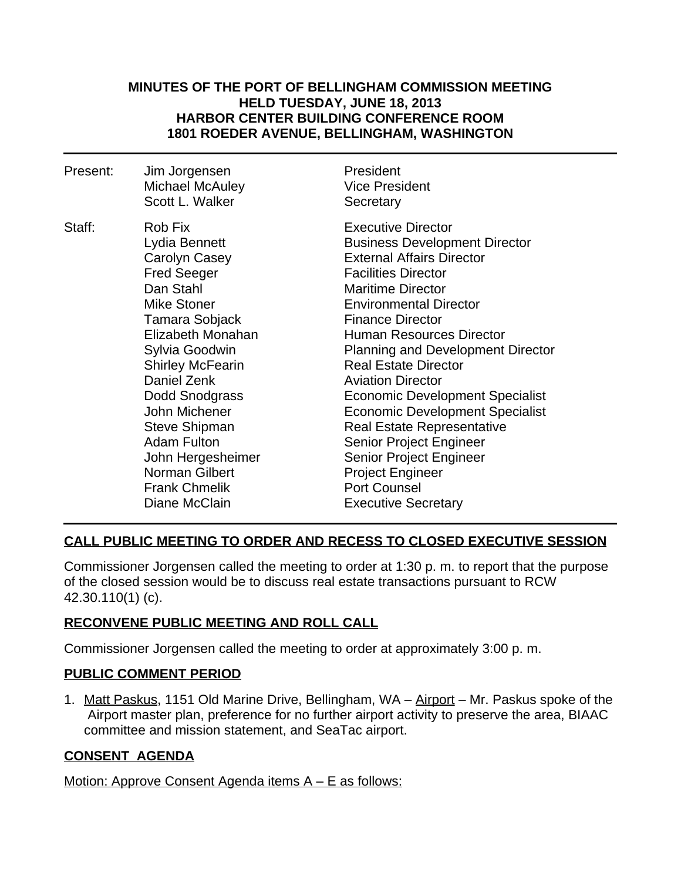**MINUTES OF THE PORT OF BELLINGHAM COMMISSION MEETING**
**HELD TUESDAY, JUNE 18, 2013**
**HARBOR CENTER BUILDING CONFERENCE ROOM**
**1801 ROEDER AVENUE, BELLINGHAM, WASHINGTON**

---

| | | |
|---|---|---|
| Present: | Jim Jorgensen | President |
| | Michael McAuley | Vice President |
| | Scott L. Walker | Secretary |
| Staff: | Rob Fix | Executive Director |
| | Lydia Bennett | Business Development Director |
| | Carolyn Casey | External Affairs Director |
| | Fred Seeger | Facilities Director |
| | Dan Stahl | Maritime Director |
| | Mike Stoner | Environmental Director |
| | Tamara Sobjack | Finance Director |
| | Elizabeth Monahan | Human Resources Director |
| | Sylvia Goodwin | Planning and Development Director |
| | Shirley McFearin | Real Estate Director |
| | Daniel Zenk | Aviation Director |
| | Dodd Snodgrass | Economic Development Specialist |
| | John Michener | Economic Development Specialist |
| | Steve Shipman | Real Estate Representative |
| | Adam Fulton | Senior Project Engineer |
| | John Hergesheimer | Senior Project Engineer |
| | Norman Gilbert | Project Engineer |
| | Frank Chmelik | Port Counsel |
| | Diane McClain | Executive Secretary |

---

## CALL PUBLIC MEETING TO ORDER AND RECESS TO CLOSED EXECUTIVE SESSION

Commissioner Jorgensen called the meeting to order at 1:30 p. m. to report that the purpose of the closed session would be to discuss real estate transactions pursuant to RCW 42.30.110(1) (c).

## RECONVENE PUBLIC MEETING AND ROLL CALL

Commissioner Jorgensen called the meeting to order at approximately 3:00 p. m.

## PUBLIC COMMENT PERIOD

1. Matt Paskus, 1151 Old Marine Drive, Bellingham, WA – Airport – Mr. Paskus spoke of the Airport master plan, preference for no further airport activity to preserve the area, BIAAC committee and mission statement, and SeaTac airport.

## CONSENT AGENDA

Motion: Approve Consent Agenda items A – E as follows: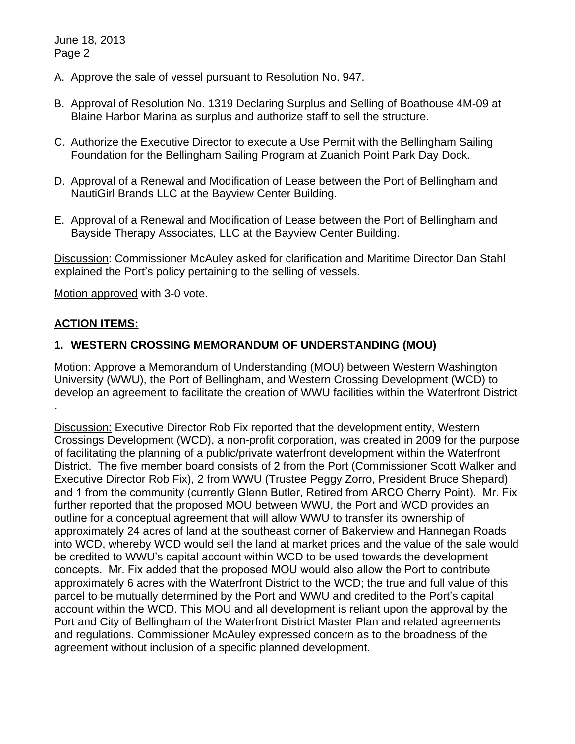A. Approve the sale of vessel pursuant to Resolution No. 947.

B. Approval of Resolution No. 1319 Declaring Surplus and Selling of Boathouse 4M-09 at Blaine Harbor Marina as surplus and authorize staff to sell the structure.

C. Authorize the Executive Director to execute a Use Permit with the Bellingham Sailing Foundation for the Bellingham Sailing Program at Zuanich Point Park Day Dock.

D. Approval of a Renewal and Modification of Lease between the Port of Bellingham and NautiGirl Brands LLC at the Bayview Center Building.

E. Approval of a Renewal and Modification of Lease between the Port of Bellingham and Bayside Therapy Associates, LLC at the Bayview Center Building.

Discussion: Commissioner McAuley asked for clarification and Maritime Director Dan Stahl explained the Port's policy pertaining to the selling of vessels.

Motion approved with 3-0 vote.

## ACTION ITEMS:

### 1. WESTERN CROSSING MEMORANDUM OF UNDERSTANDING (MOU)

Motion: Approve a Memorandum of Understanding (MOU) between Western Washington University (WWU), the Port of Bellingham, and Western Crossing Development (WCD) to develop an agreement to facilitate the creation of WWU facilities within the Waterfront District .

Discussion: Executive Director Rob Fix reported that the development entity, Western Crossings Development (WCD), a non-profit corporation, was created in 2009 for the purpose of facilitating the planning of a public/private waterfront development within the Waterfront District. The five member board consists of 2 from the Port (Commissioner Scott Walker and Executive Director Rob Fix), 2 from WWU (Trustee Peggy Zorro, President Bruce Shepard) and 1 from the community (currently Glenn Butler, Retired from ARCO Cherry Point). Mr. Fix further reported that the proposed MOU between WWU, the Port and WCD provides an outline for a conceptual agreement that will allow WWU to transfer its ownership of approximately 24 acres of land at the southeast corner of Bakerview and Hannegan Roads into WCD, whereby WCD would sell the land at market prices and the value of the sale would be credited to WWU's capital account within WCD to be used towards the development concepts. Mr. Fix added that the proposed MOU would also allow the Port to contribute approximately 6 acres with the Waterfront District to the WCD; the true and full value of this parcel to be mutually determined by the Port and WWU and credited to the Port's capital account within the WCD. This MOU and all development is reliant upon the approval by the Port and City of Bellingham of the Waterfront District Master Plan and related agreements and regulations. Commissioner McAuley expressed concern as to the broadness of the agreement without inclusion of a specific planned development.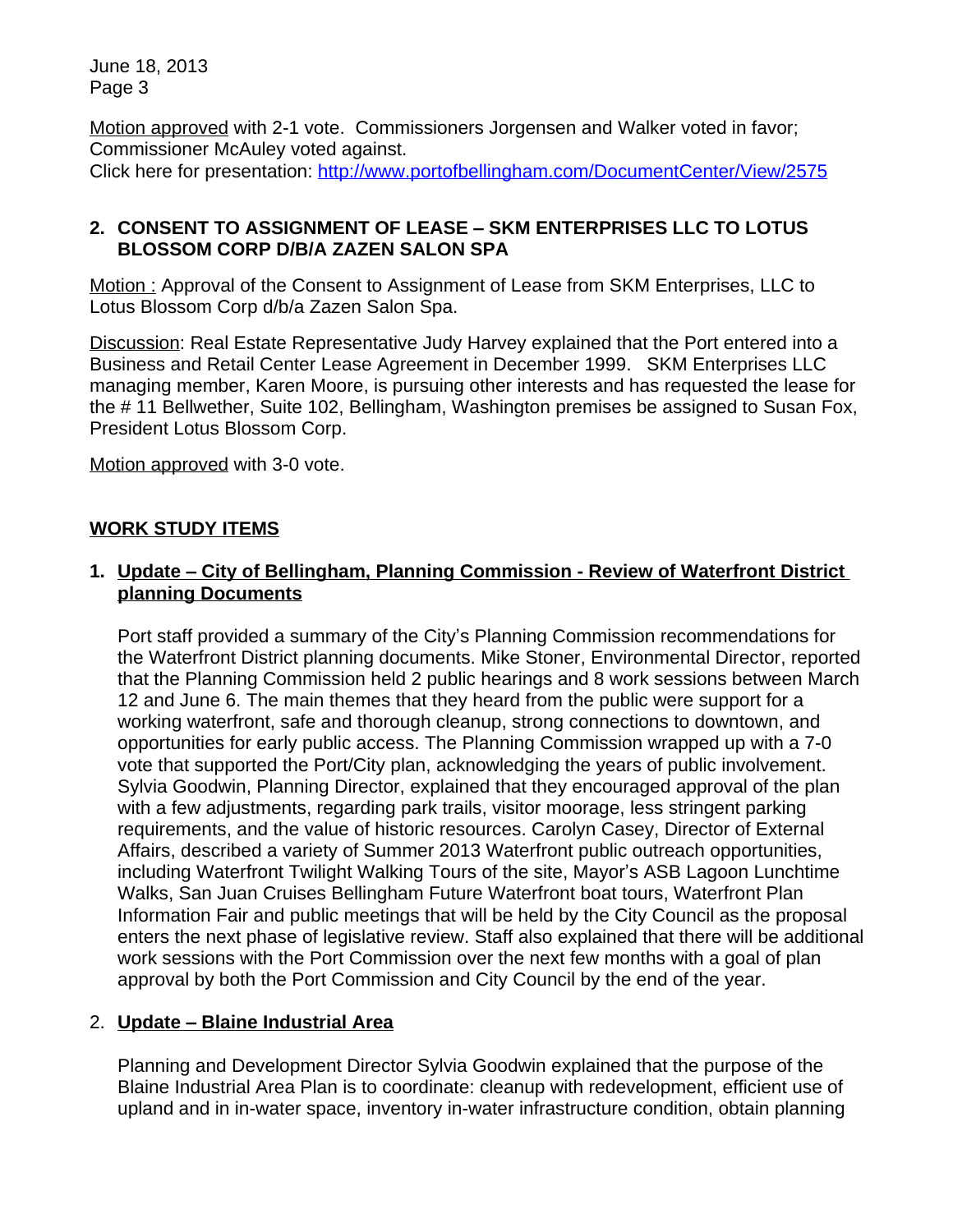Motion approved with 2-1 vote. Commissioners Jorgensen and Walker voted in favor; Commissioner McAuley voted against.
Click here for presentation: http://www.portofbellingham.com/DocumentCenter/View/2575

### 2. CONSENT TO ASSIGNMENT OF LEASE – SKM ENTERPRISES LLC TO LOTUS BLOSSOM CORP D/B/A ZAZEN SALON SPA

Motion : Approval of the Consent to Assignment of Lease from SKM Enterprises, LLC to Lotus Blossom Corp d/b/a Zazen Salon Spa.

Discussion: Real Estate Representative Judy Harvey explained that the Port entered into a Business and Retail Center Lease Agreement in December 1999. SKM Enterprises LLC managing member, Karen Moore, is pursuing other interests and has requested the lease for the # 11 Bellwether, Suite 102, Bellingham, Washington premises be assigned to Susan Fox, President Lotus Blossom Corp.

Motion approved with 3-0 vote.

## WORK STUDY ITEMS

### 1. Update – City of Bellingham, Planning Commission - Review of Waterfront District planning Documents

Port staff provided a summary of the City's Planning Commission recommendations for the Waterfront District planning documents. Mike Stoner, Environmental Director, reported that the Planning Commission held 2 public hearings and 8 work sessions between March 12 and June 6. The main themes that they heard from the public were support for a working waterfront, safe and thorough cleanup, strong connections to downtown, and opportunities for early public access. The Planning Commission wrapped up with a 7-0 vote that supported the Port/City plan, acknowledging the years of public involvement. Sylvia Goodwin, Planning Director, explained that they encouraged approval of the plan with a few adjustments, regarding park trails, visitor moorage, less stringent parking requirements, and the value of historic resources. Carolyn Casey, Director of External Affairs, described a variety of Summer 2013 Waterfront public outreach opportunities, including Waterfront Twilight Walking Tours of the site, Mayor's ASB Lagoon Lunchtime Walks, San Juan Cruises Bellingham Future Waterfront boat tours, Waterfront Plan Information Fair and public meetings that will be held by the City Council as the proposal enters the next phase of legislative review. Staff also explained that there will be additional work sessions with the Port Commission over the next few months with a goal of plan approval by both the Port Commission and City Council by the end of the year.

### 2. Update – Blaine Industrial Area

Planning and Development Director Sylvia Goodwin explained that the purpose of the Blaine Industrial Area Plan is to coordinate: cleanup with redevelopment, efficient use of upland and in in-water space, inventory in-water infrastructure condition, obtain planning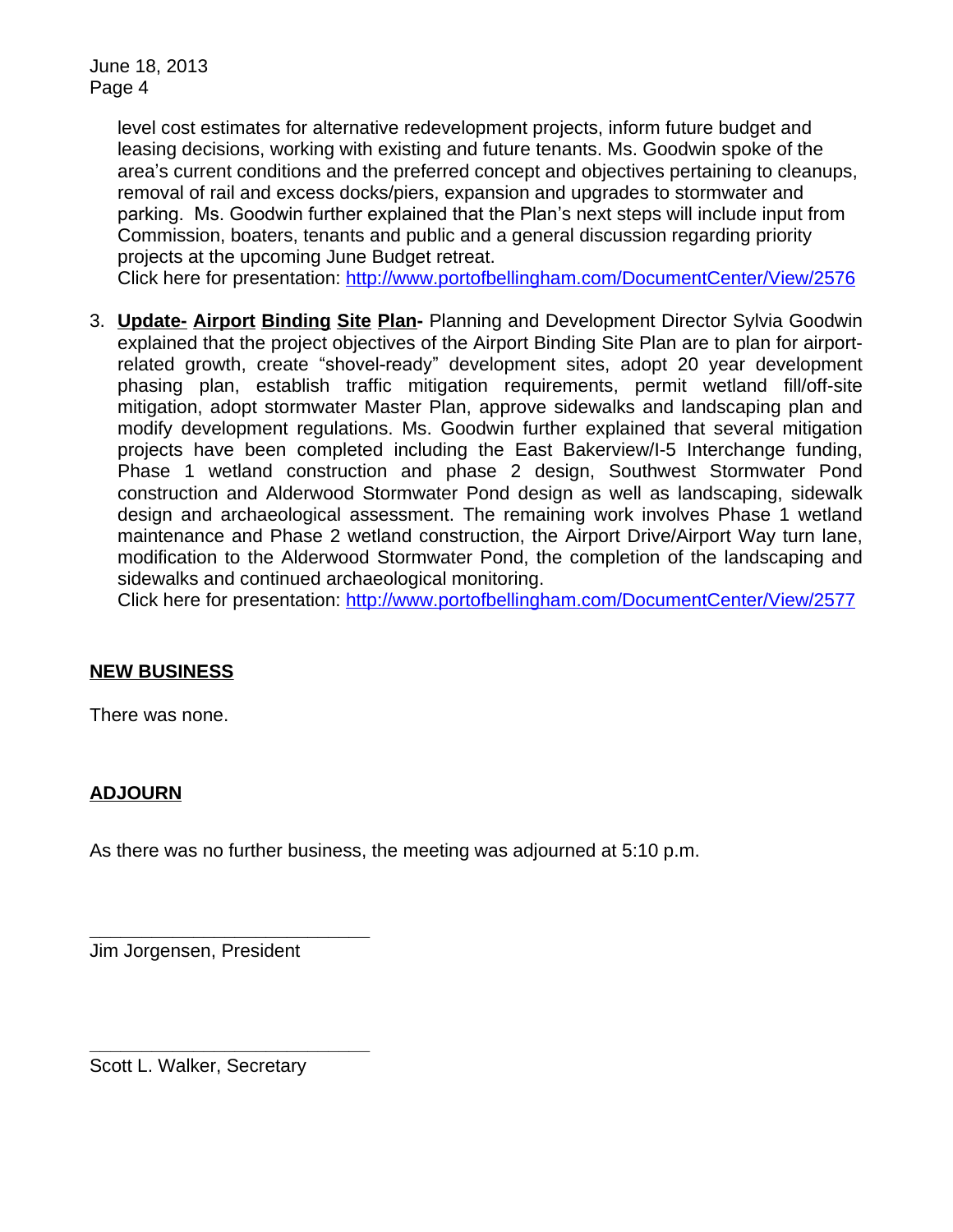level cost estimates for alternative redevelopment projects, inform future budget and leasing decisions, working with existing and future tenants. Ms. Goodwin spoke of the area's current conditions and the preferred concept and objectives pertaining to cleanups, removal of rail and excess docks/piers, expansion and upgrades to stormwater and parking. Ms. Goodwin further explained that the Plan's next steps will include input from Commission, boaters, tenants and public and a general discussion regarding priority projects at the upcoming June Budget retreat.
Click here for presentation: http://www.portofbellingham.com/DocumentCenter/View/2576

3. **Update- Airport Binding Site Plan-** Planning and Development Director Sylvia Goodwin explained that the project objectives of the Airport Binding Site Plan are to plan for airport-related growth, create "shovel-ready" development sites, adopt 20 year development phasing plan, establish traffic mitigation requirements, permit wetland fill/off-site mitigation, adopt stormwater Master Plan, approve sidewalks and landscaping plan and modify development regulations. Ms. Goodwin further explained that several mitigation projects have been completed including the East Bakerview/I-5 Interchange funding, Phase 1 wetland construction and phase 2 design, Southwest Stormwater Pond construction and Alderwood Stormwater Pond design as well as landscaping, sidewalk design and archaeological assessment. The remaining work involves Phase 1 wetland maintenance and Phase 2 wetland construction, the Airport Drive/Airport Way turn lane, modification to the Alderwood Stormwater Pond, the completion of the landscaping and sidewalks and continued archaeological monitoring.
Click here for presentation: http://www.portofbellingham.com/DocumentCenter/View/2577

## NEW BUSINESS

There was none.

## ADJOURN

As there was no further business, the meeting was adjourned at 5:10 p.m.

___________________________
Jim Jorgensen, President

___________________________
Scott L. Walker, Secretary